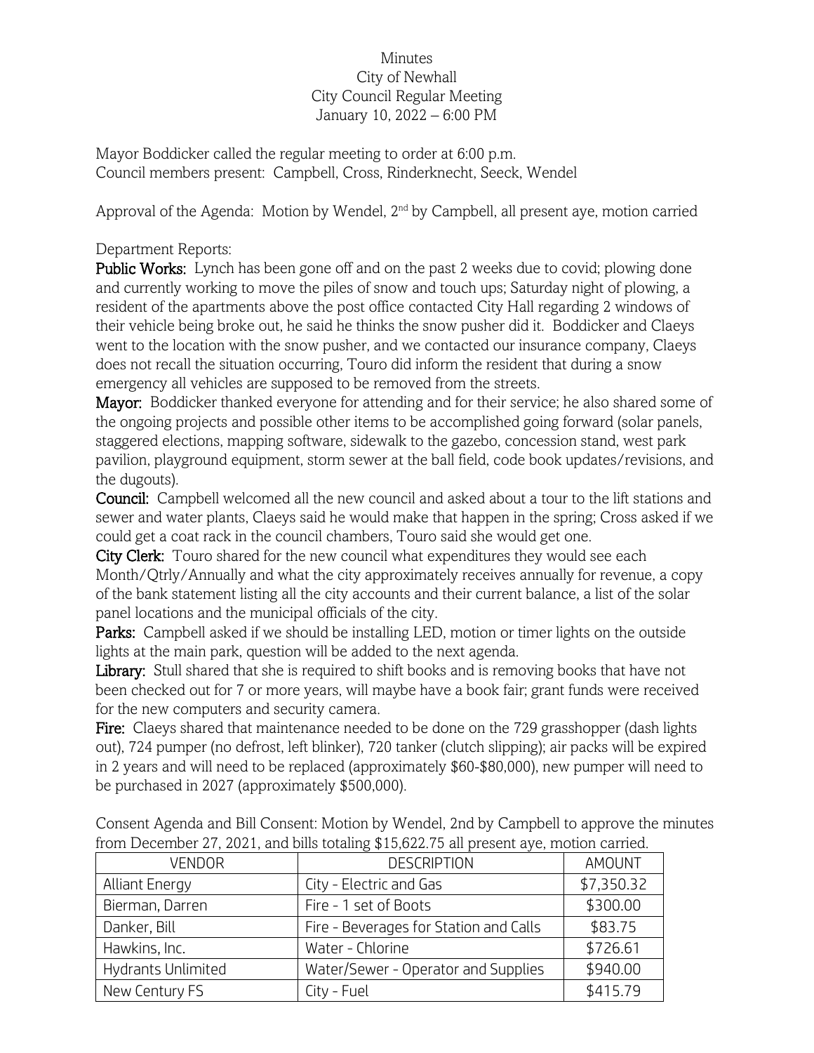# Minutes
## City of Newhall
## City Council Regular Meeting
## January 10, 2022 – 6:00 PM

Mayor Boddicker called the regular meeting to order at 6:00 p.m.
Council members present: Campbell, Cross, Rinderknecht, Seeck, Wendel

Approval of the Agenda: Motion by Wendel, 2nd by Campbell, all present aye, motion carried

Department Reports:

**Public Works:** Lynch has been gone off and on the past 2 weeks due to covid; plowing done and currently working to move the piles of snow and touch ups; Saturday night of plowing, a resident of the apartments above the post office contacted City Hall regarding 2 windows of their vehicle being broke out, he said he thinks the snow pusher did it. Boddicker and Claeys went to the location with the snow pusher, and we contacted our insurance company, Claeys does not recall the situation occurring, Touro did inform the resident that during a snow emergency all vehicles are supposed to be removed from the streets.

**Mayor:** Boddicker thanked everyone for attending and for their service; he also shared some of the ongoing projects and possible other items to be accomplished going forward (solar panels, staggered elections, mapping software, sidewalk to the gazebo, concession stand, west park pavilion, playground equipment, storm sewer at the ball field, code book updates/revisions, and the dugouts).

**Council:** Campbell welcomed all the new council and asked about a tour to the lift stations and sewer and water plants, Claeys said he would make that happen in the spring; Cross asked if we could get a coat rack in the council chambers, Touro said she would get one.

**City Clerk:** Touro shared for the new council what expenditures they would see each Month/Qtrly/Annually and what the city approximately receives annually for revenue, a copy of the bank statement listing all the city accounts and their current balance, a list of the solar panel locations and the municipal officials of the city.

**Parks:** Campbell asked if we should be installing LED, motion or timer lights on the outside lights at the main park, question will be added to the next agenda.

**Library:** Stull shared that she is required to shift books and is removing books that have not been checked out for 7 or more years, will maybe have a book fair; grant funds were received for the new computers and security camera.

**Fire:** Claeys shared that maintenance needed to be done on the 729 grasshopper (dash lights out), 724 pumper (no defrost, left blinker), 720 tanker (clutch slipping); air packs will be expired in 2 years and will need to be replaced (approximately $60-$80,000), new pumper will need to be purchased in 2027 (approximately $500,000).

Consent Agenda and Bill Consent: Motion by Wendel, 2nd by Campbell to approve the minutes from December 27, 2021, and bills totaling $15,622.75 all present aye, motion carried.

| VENDOR | DESCRIPTION | AMOUNT |
|---|---|---|
| Alliant Energy | City - Electric and Gas | $7,350.32 |
| Bierman, Darren | Fire - 1 set of Boots | $300.00 |
| Danker, Bill | Fire - Beverages for Station and Calls | $83.75 |
| Hawkins, Inc. | Water - Chlorine | $726.61 |
| Hydrants Unlimited | Water/Sewer - Operator and Supplies | $940.00 |
| New Century FS | City - Fuel | $415.79 |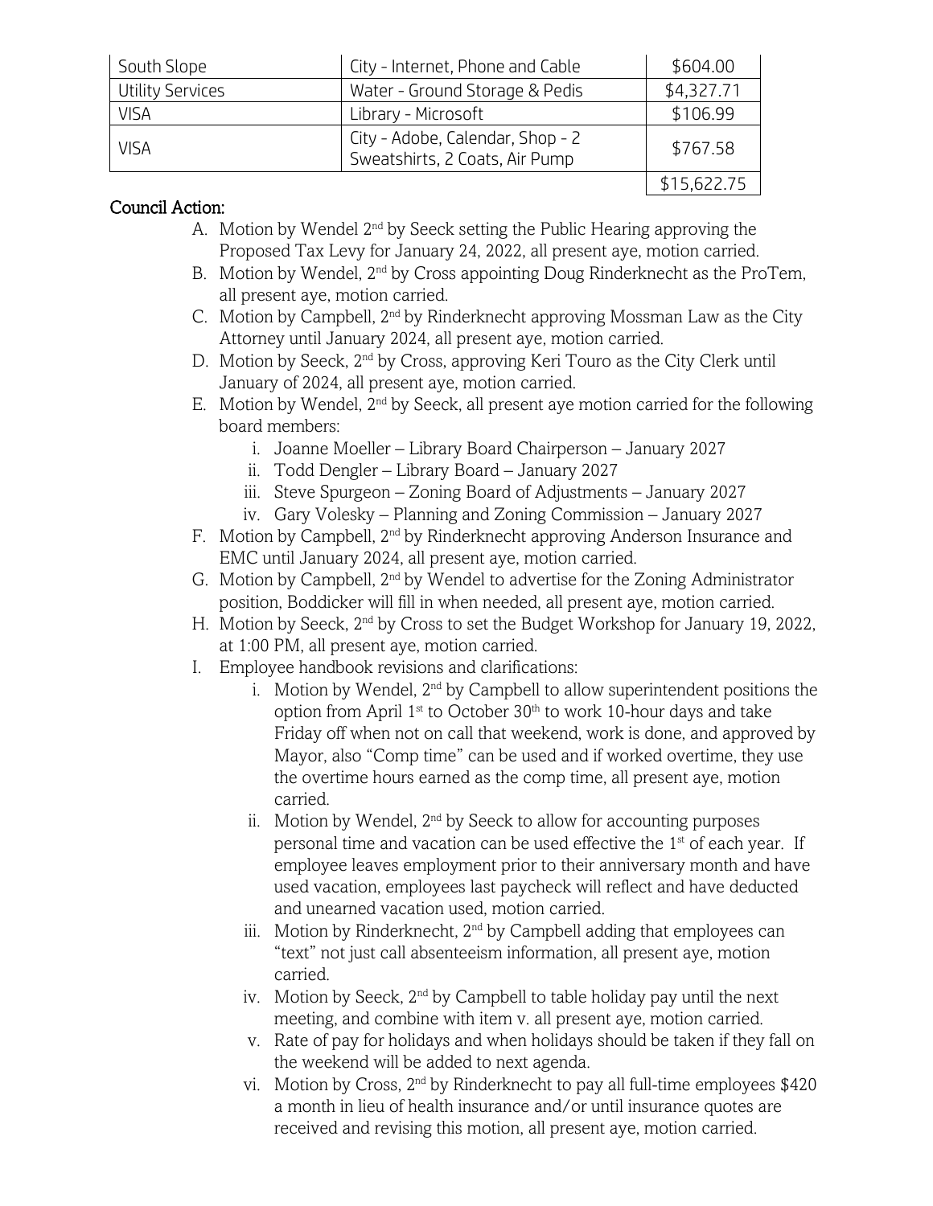| South Slope | City - Internet, Phone and Cable | \$604.00 |
|---|---|---|
| Utility Services | Water - Ground Storage & Pedis | \$4,327.71 |
| VISA | Library - Microsoft | \$106.99 |
| VISA | City - Adobe, Calendar, Shop - 2 Sweatshirts, 2 Coats, Air Pump | \$767.58 |
| | | \$15,622.75 |

Council Action:

A. Motion by Wendel 2nd by Seeck setting the Public Hearing approving the Proposed Tax Levy for January 24, 2022, all present aye, motion carried.
B. Motion by Wendel, 2nd by Cross appointing Doug Rinderknecht as the ProTem, all present aye, motion carried.
C. Motion by Campbell, 2nd by Rinderknecht approving Mossman Law as the City Attorney until January 2024, all present aye, motion carried.
D. Motion by Seeck, 2nd by Cross, approving Keri Touro as the City Clerk until January of 2024, all present aye, motion carried.
E. Motion by Wendel, 2nd by Seeck, all present aye motion carried for the following board members:
   i. Joanne Moeller – Library Board Chairperson – January 2027
   ii. Todd Dengler – Library Board – January 2027
   iii. Steve Spurgeon – Zoning Board of Adjustments – January 2027
   iv. Gary Volesky – Planning and Zoning Commission – January 2027
F. Motion by Campbell, 2nd by Rinderknecht approving Anderson Insurance and EMC until January 2024, all present aye, motion carried.
G. Motion by Campbell, 2nd by Wendel to advertise for the Zoning Administrator position, Boddicker will fill in when needed, all present aye, motion carried.
H. Motion by Seeck, 2nd by Cross to set the Budget Workshop for January 19, 2022, at 1:00 PM, all present aye, motion carried.
I. Employee handbook revisions and clarifications:
   i. Motion by Wendel, 2nd by Campbell to allow superintendent positions the option from April 1st to October 30th to work 10-hour days and take Friday off when not on call that weekend, work is done, and approved by Mayor, also "Comp time" can be used and if worked overtime, they use the overtime hours earned as the comp time, all present aye, motion carried.
   ii. Motion by Wendel, 2nd by Seeck to allow for accounting purposes personal time and vacation can be used effective the 1st of each year. If employee leaves employment prior to their anniversary month and have used vacation, employees last paycheck will reflect and have deducted and unearned vacation used, motion carried.
   iii. Motion by Rinderknecht, 2nd by Campbell adding that employees can "text" not just call absenteeism information, all present aye, motion carried.
   iv. Motion by Seeck, 2nd by Campbell to table holiday pay until the next meeting, and combine with item v. all present aye, motion carried.
   v. Rate of pay for holidays and when holidays should be taken if they fall on the weekend will be added to next agenda.
   vi. Motion by Cross, 2nd by Rinderknecht to pay all full-time employees \$420 a month in lieu of health insurance and/or until insurance quotes are received and revising this motion, all present aye, motion carried.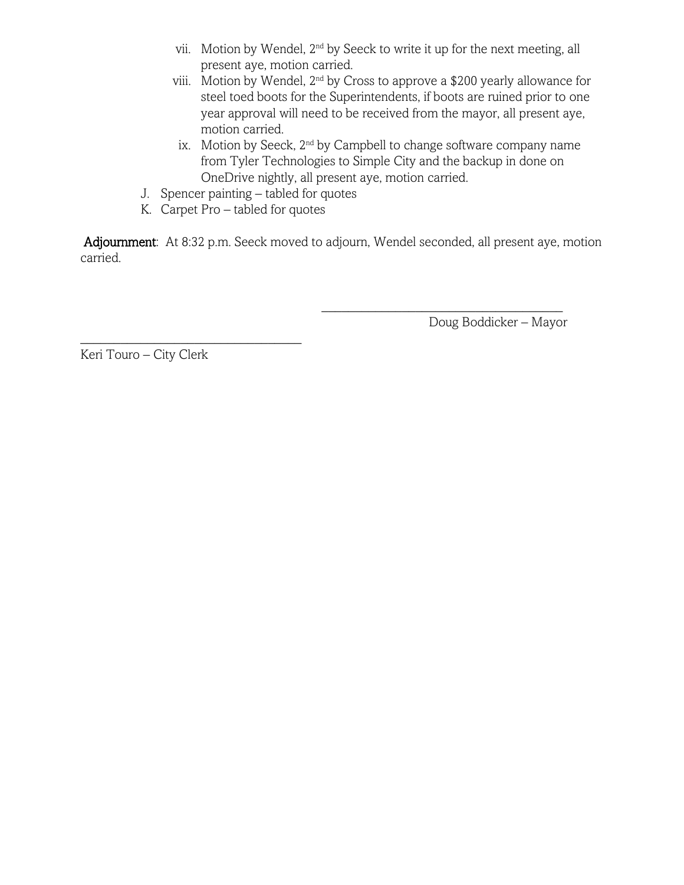vii. Motion by Wendel, 2nd by Seeck to write it up for the next meeting, all present aye, motion carried.

viii. Motion by Wendel, 2nd by Cross to approve a $200 yearly allowance for steel toed boots for the Superintendents, if boots are ruined prior to one year approval will need to be received from the mayor, all present aye, motion carried.

ix. Motion by Seeck, 2nd by Campbell to change software company name from Tyler Technologies to Simple City and the backup in done on OneDrive nightly, all present aye, motion carried.

J. Spencer painting – tabled for quotes

K. Carpet Pro – tabled for quotes

**Adjournment**: At 8:32 p.m. Seeck moved to adjourn, Wendel seconded, all present aye, motion carried.

\_\_\_\_\_\_\_\_\_\_\_\_\_\_\_\_\_\_\_\_\_\_\_\_\_\_\_\_\_\_\_\_\_\_\_\_\_\_\_\_

Doug Boddicker – Mayor

\_\_\_\_\_\_\_\_\_\_\_\_\_\_\_\_\_\_\_\_\_\_\_\_\_\_\_\_\_\_\_\_\_\_\_\_\_\_\_\_

Keri Touro – City Clerk